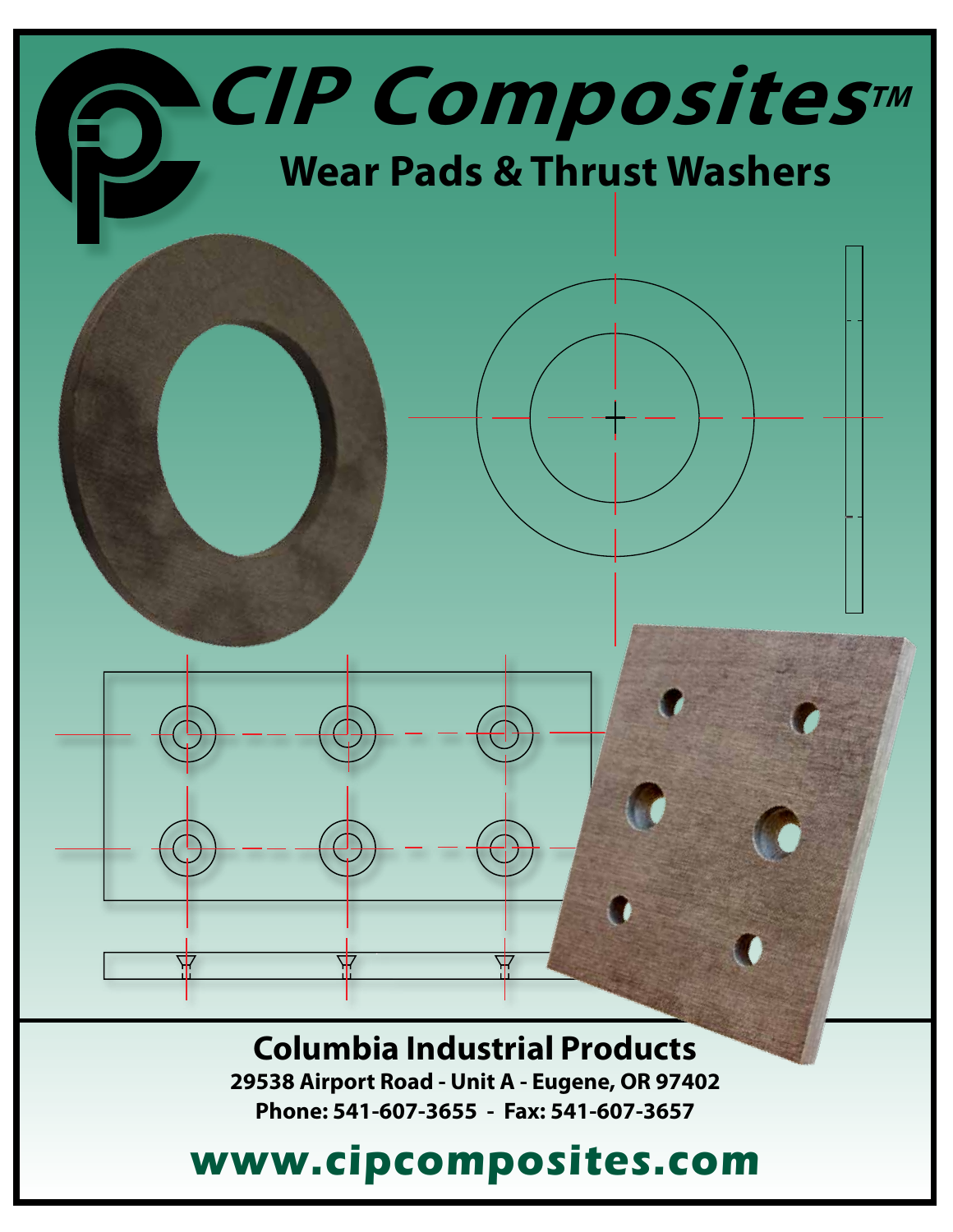# CIP Composites™

## Wear Pads & Thrust Washers

**Columbia Industrial Products**

**29538 Airport Road - Unit A - Eugene, OR 97402**

**Phone: 541-607-3655 - Fax: 541-607-3657**

**www.cipcomposites.com**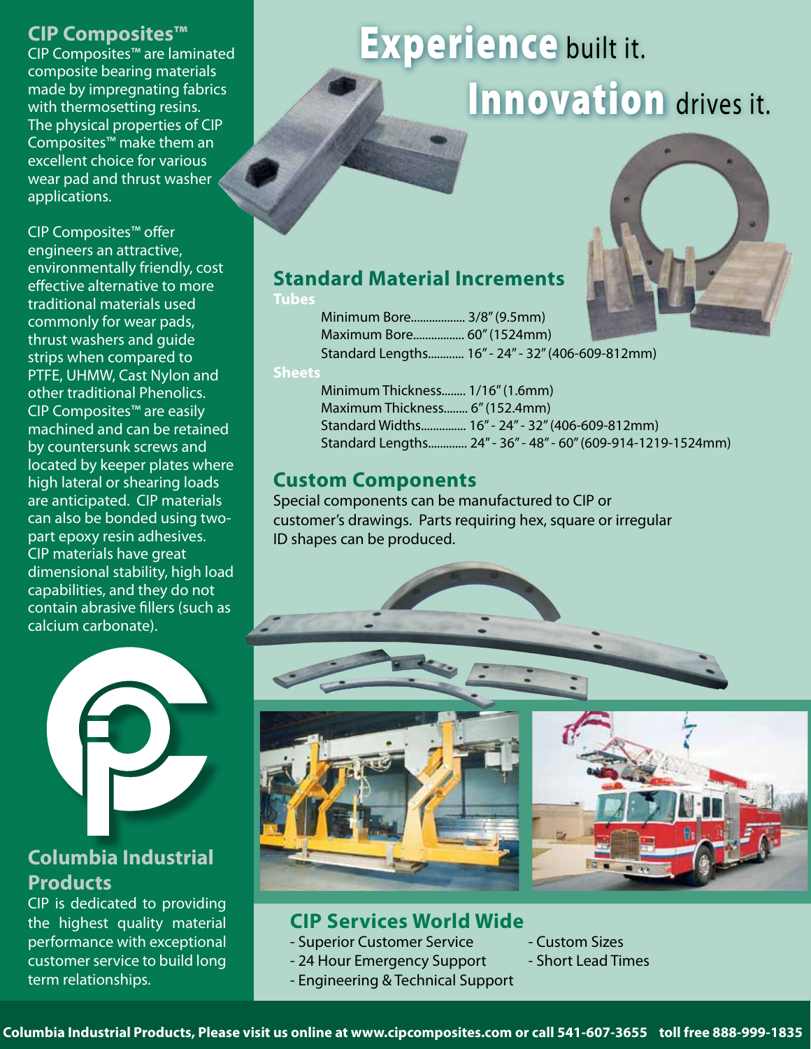## CIP Composites™

CIP Composites™ are laminated composite bearing materials made by impregnating fabrics with thermosetting resins. The physical properties of CIP Composites™ make them an excellent choice for various wear pad and thrust washer applications.

CIP Composites™ offer engineers an attractive, environmentally friendly, cost effective alternative to more traditional materials used commonly for wear pads, thrust washers and guide strips when compared to PTFE, UHMW, Cast Nylon and other traditional Phenolics. CIP Composites™ are easily machined and can be retained by countersunk screws and located by keeper plates where high lateral or shearing loads are anticipated. CIP materials can also be bonded using two-part epoxy resin adhesives. CIP materials have great dimensional stability, high load capabilities, and they do not contain abrasive fillers (such as calcium carbonate).

## Columbia Industrial Products

CIP is dedicated to providing the highest quality material performance with exceptional customer service to build long term relationships.

# Experience built it. Innovation drives it.

## Standard Material Increments

**Tubes**

- Minimum Bore.................. 3/8" (9.5mm)
- Maximum Bore................. 60" (1524mm)
- Standard Lengths............ 16" - 24" - 32" (406-609-812mm)

**Sheets**

- Minimum Thickness........ 1/16" (1.6mm)
- Maximum Thickness........ 6" (152.4mm)
- Standard Widths............... 16" - 24" - 32" (406-609-812mm)
- Standard Lengths............. 24" - 36" - 48" - 60" (609-914-1219-1524mm)

## Custom Components

Special components can be manufactured to CIP or customer's drawings. Parts requiring hex, square or irregular ID shapes can be produced.

## CIP Services World Wide

- Superior Customer Service
- 24 Hour Emergency Support
- Engineering & Technical Support
- Custom Sizes
- Short Lead Times

**Columbia Industrial Products, Please visit us online at www.cipcomposites.com or call 541-607-3655 toll free 888-999-1835**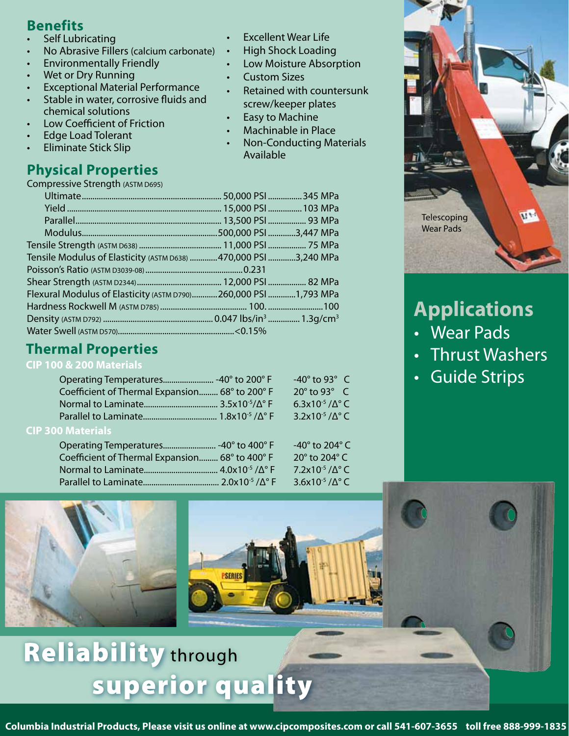## Benefits

- Self Lubricating
- No Abrasive Fillers (calcium carbonate)
- Environmentally Friendly
- Wet or Dry Running
- Exceptional Material Performance
- Stable in water, corrosive fluids and chemical solutions
- Low Coefficient of Friction
- Edge Load Tolerant
- Eliminate Stick Slip
- Excellent Wear Life
- High Shock Loading
- Low Moisture Absorption
- Custom Sizes
- Retained with countersunk screw/keeper plates
- Easy to Machine
- Machinable in Place
- Non-Conducting Materials Available

## Physical Properties

| Property | | |
|---|---|---|
| Compressive Strength (ASTM D695) | | |
| Ultimate | 50,000 PSI | 345 MPa |
| Yield | 15,000 PSI | 103 MPa |
| Parallel | 13,500 PSI | 93 MPa |
| Modulus | 500,000 PSI | 3,447 MPa |
| Tensile Strength (ASTM D638) | 11,000 PSI | 75 MPa |
| Tensile Modulus of Elasticity (ASTM D638) | 470,000 PSI | 3,240 MPa |
| Poisson's Ratio (ASTM D3039-08) | 0.231 | |
| Shear Strength (ASTM D2344) | 12,000 PSI | 82 MPa |
| Flexural Modulus of Elasticity (ASTM D790) | 260,000 PSI | 1,793 MPa |
| Hardness Rockwell M (ASTM D785) | 100. | 100 |
| Density (ASTM D792) | 0.047 lbs/in$^3$ | 1.3g/cm$^3$ |
| Water Swell (ASTM D570) | <0.15% | |

## Thermal Properties

### CIP 100 & 200 Materials

| Property | °F | °C |
|---|---|---|
| Operating Temperatures | -40° to 200° F | -40° to 93° C |
| Coefficient of Thermal Expansion | 68° to 200° F | 20° to 93° C |
| Normal to Laminate | $3.5\times10^{-5}/\Delta°$ F | $6.3\times10^{-5}/\Delta°$ C |
| Parallel to Laminate | $1.8\times10^{-5}/\Delta°$ F | $3.2\times10^{-5}/\Delta°$ C |

### CIP 300 Materials

| Property | °F | °C |
|---|---|---|
| Operating Temperatures | -40° to 400° F | -40° to 204° C |
| Coefficient of Thermal Expansion | 68° to 400° F | 20° to 204° C |
| Normal to Laminate | $4.0\times10^{-5}/\Delta°$ F | $7.2\times10^{-5}/\Delta°$ C |
| Parallel to Laminate | $2.0\times10^{-5}/\Delta°$ F | $3.6\times10^{-5}/\Delta°$ C |

Telescoping Wear Pads

## Applications

- Wear Pads
- Thrust Washers
- Guide Strips

# Reliability through superior quality

Columbia Industrial Products, Please visit us online at www.cipcomposites.com or call 541-607-3655 toll free 888-999-1835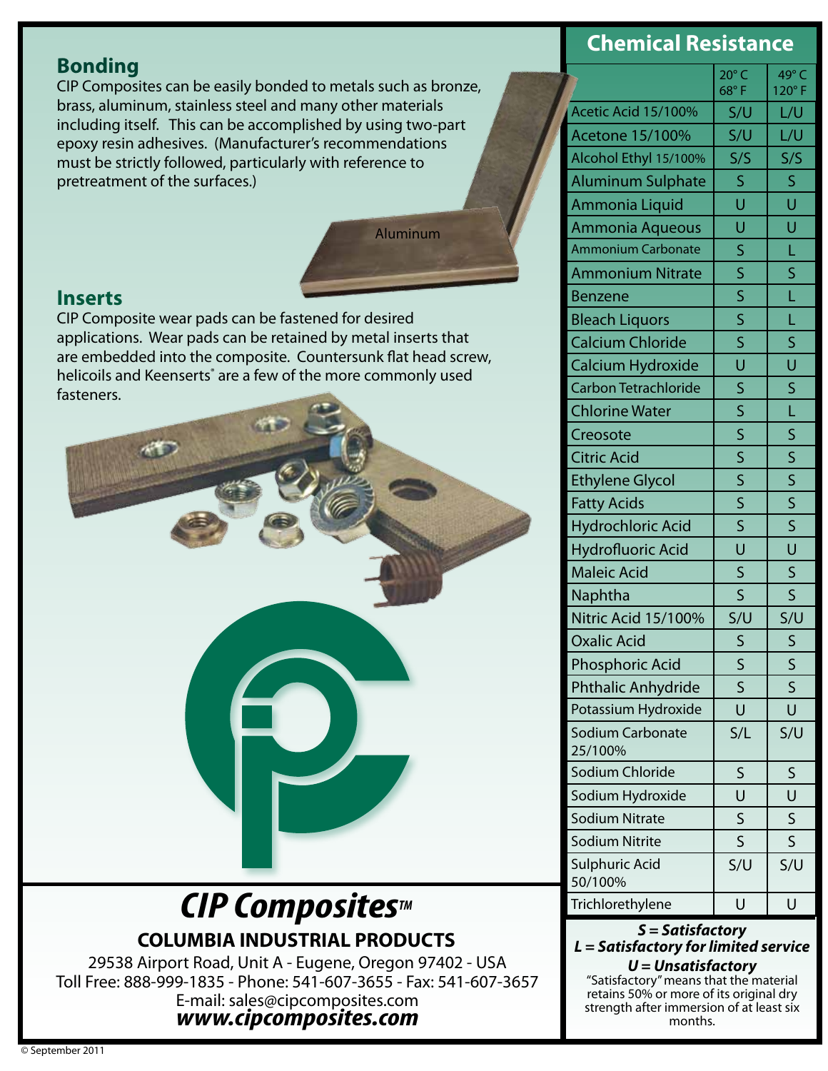## Bonding

CIP Composites can be easily bonded to metals such as bronze, brass, aluminum, stainless steel and many other materials including itself. This can be accomplished by using two-part epoxy resin adhesives. (Manufacturer's recommendations must be strictly followed, particularly with reference to pretreatment of the surfaces.)

Aluminum

## Inserts

CIP Composite wear pads can be fastened for desired applications. Wear pads can be retained by metal inserts that are embedded into the composite. Countersunk flat head screw, helicoils and Keenserts® are a few of the more commonly used fasteners.

# CIP Composites™

**COLUMBIA INDUSTRIAL PRODUCTS**

29538 Airport Road, Unit A - Eugene, Oregon 97402 - USA
Toll Free: 888-999-1835 - Phone: 541-607-3655 - Fax: 541-607-3657
E-mail: sales@cipcomposites.com
***www.cipcomposites.com***

## Chemical Resistance

| | 20° C 68° F | 49° C 120° F |
|---|---|---|
| Acetic Acid 15/100% | S/U | L/U |
| Acetone 15/100% | S/U | L/U |
| Alcohol Ethyl 15/100% | S/S | S/S |
| Aluminum Sulphate | S | S |
| Ammonia Liquid | U | U |
| Ammonia Aqueous | U | U |
| Ammonium Carbonate | S | L |
| Ammonium Nitrate | S | S |
| Benzene | S | L |
| Bleach Liquors | S | L |
| Calcium Chloride | S | S |
| Calcium Hydroxide | U | U |
| Carbon Tetrachloride | S | S |
| Chlorine Water | S | L |
| Creosote | S | S |
| Citric Acid | S | S |
| Ethylene Glycol | S | S |
| Fatty Acids | S | S |
| Hydrochloric Acid | S | S |
| Hydrofluoric Acid | U | U |
| Maleic Acid | S | S |
| Naphtha | S | S |
| Nitric Acid 15/100% | S/U | S/U |
| Oxalic Acid | S | S |
| Phosphoric Acid | S | S |
| Phthalic Anhydride | S | S |
| Potassium Hydroxide | U | U |
| Sodium Carbonate 25/100% | S/L | S/U |
| Sodium Chloride | S | S |
| Sodium Hydroxide | U | U |
| Sodium Nitrate | S | S |
| Sodium Nitrite | S | S |
| Sulphuric Acid 50/100% | S/U | S/U |
| Trichlorethylene | U | U |

***S = Satisfactory***
***L = Satisfactory for limited service***
***U = Unsatisfactory***

"Satisfactory" means that the material retains 50% or more of its original dry strength after immersion of at least six months.

© September 2011